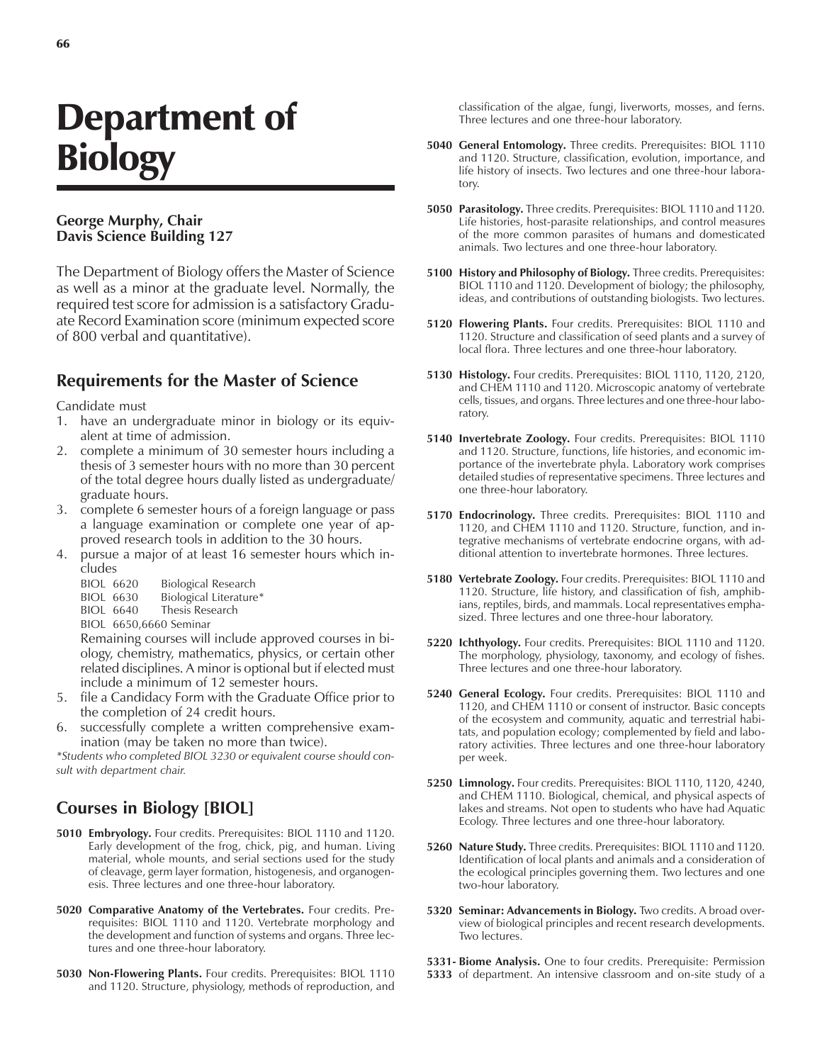# Department of Biology

**George Murphy, Chair**
**Davis Science Building 127**

The Department of Biology offers the Master of Science as well as a minor at the graduate level. Normally, the required test score for admission is a satisfactory Graduate Record Examination score (minimum expected score of 800 verbal and quantitative).

## Requirements for the Master of Science

Candidate must

1. have an undergraduate minor in biology or its equivalent at time of admission.
2. complete a minimum of 30 semester hours including a thesis of 3 semester hours with no more than 30 percent of the total degree hours dually listed as undergraduate/graduate hours.
3. complete 6 semester hours of a foreign language or pass a language examination or complete one year of approved research tools in addition to the 30 hours.
4. pursue a major of at least 16 semester hours which includes
   - BIOL 6620 Biological Research
   - BIOL 6630 Biological Literature*
   - BIOL 6640 Thesis Research
   - BIOL 6650,6660 Seminar

   Remaining courses will include approved courses in biology, chemistry, mathematics, physics, or certain other related disciplines. A minor is optional but if elected must include a minimum of 12 semester hours.
5. file a Candidacy Form with the Graduate Office prior to the completion of 24 credit hours.
6. successfully complete a written comprehensive examination (may be taken no more than twice).

*\*Students who completed BIOL 3230 or equivalent course should consult with department chair.*

## Courses in Biology [BIOL]

**5010 Embryology.** Four credits. Prerequisites: BIOL 1110 and 1120. Early development of the frog, chick, pig, and human. Living material, whole mounts, and serial sections used for the study of cleavage, germ layer formation, histogenesis, and organogenesis. Three lectures and one three-hour laboratory.

**5020 Comparative Anatomy of the Vertebrates.** Four credits. Prerequisites: BIOL 1110 and 1120. Vertebrate morphology and the development and function of systems and organs. Three lectures and one three-hour laboratory.

**5030 Non-Flowering Plants.** Four credits. Prerequisites: BIOL 1110 and 1120. Structure, physiology, methods of reproduction, and classification of the algae, fungi, liverworts, mosses, and ferns. Three lectures and one three-hour laboratory.

**5040 General Entomology.** Three credits. Prerequisites: BIOL 1110 and 1120. Structure, classification, evolution, importance, and life history of insects. Two lectures and one three-hour laboratory.

**5050 Parasitology.** Three credits. Prerequisites: BIOL 1110 and 1120. Life histories, host-parasite relationships, and control measures of the more common parasites of humans and domesticated animals. Two lectures and one three-hour laboratory.

**5100 History and Philosophy of Biology.** Three credits. Prerequisites: BIOL 1110 and 1120. Development of biology; the philosophy, ideas, and contributions of outstanding biologists. Two lectures.

**5120 Flowering Plants.** Four credits. Prerequisites: BIOL 1110 and 1120. Structure and classification of seed plants and a survey of local flora. Three lectures and one three-hour laboratory.

**5130 Histology.** Four credits. Prerequisites: BIOL 1110, 1120, 2120, and CHEM 1110 and 1120. Microscopic anatomy of vertebrate cells, tissues, and organs. Three lectures and one three-hour laboratory.

**5140 Invertebrate Zoology.** Four credits. Prerequisites: BIOL 1110 and 1120. Structure, functions, life histories, and economic importance of the invertebrate phyla. Laboratory work comprises detailed studies of representative specimens. Three lectures and one three-hour laboratory.

**5170 Endocrinology.** Three credits. Prerequisites: BIOL 1110 and 1120, and CHEM 1110 and 1120. Structure, function, and integrative mechanisms of vertebrate endocrine organs, with additional attention to invertebrate hormones. Three lectures.

**5180 Vertebrate Zoology.** Four credits. Prerequisites: BIOL 1110 and 1120. Structure, life history, and classification of fish, amphibians, reptiles, birds, and mammals. Local representatives emphasized. Three lectures and one three-hour laboratory.

**5220 Ichthyology.** Four credits. Prerequisites: BIOL 1110 and 1120. The morphology, physiology, taxonomy, and ecology of fishes. Three lectures and one three-hour laboratory.

**5240 General Ecology.** Four credits. Prerequisites: BIOL 1110 and 1120, and CHEM 1110 or consent of instructor. Basic concepts of the ecosystem and community, aquatic and terrestrial habitats, and population ecology; complemented by field and laboratory activities. Three lectures and one three-hour laboratory per week.

**5250 Limnology.** Four credits. Prerequisites: BIOL 1110, 1120, 4240, and CHEM 1110. Biological, chemical, and physical aspects of lakes and streams. Not open to students who have had Aquatic Ecology. Three lectures and one three-hour laboratory.

**5260 Nature Study.** Three credits. Prerequisites: BIOL 1110 and 1120. Identification of local plants and animals and a consideration of the ecological principles governing them. Two lectures and one two-hour laboratory.

**5320 Seminar: Advancements in Biology.** Two credits. A broad overview of biological principles and recent research developments. Two lectures.

**5331-5333 Biome Analysis.** One to four credits. Prerequisite: Permission of department. An intensive classroom and on-site study of a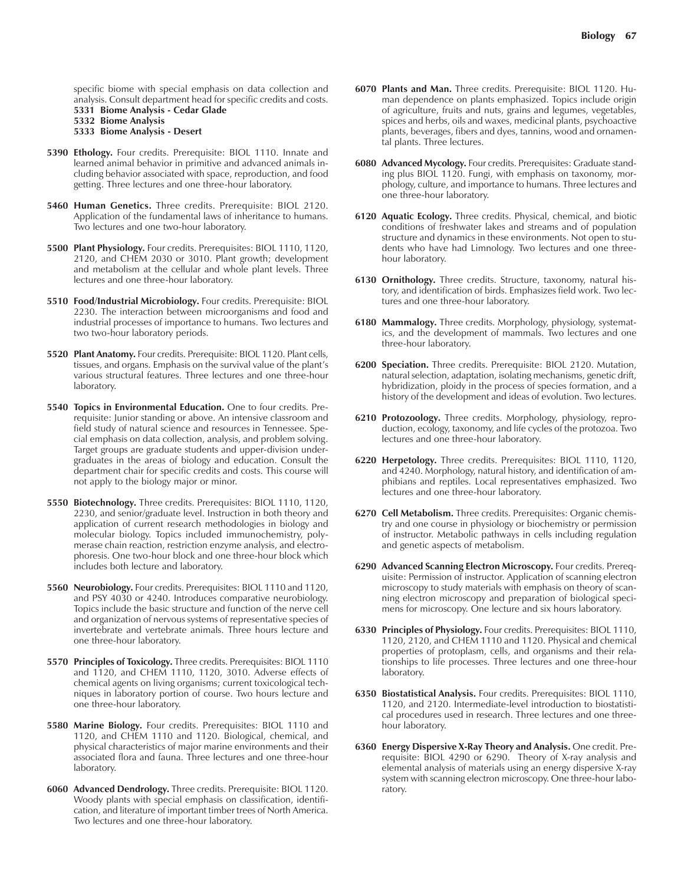specific biome with special emphasis on data collection and analysis. Consult department head for specific credits and costs.

**5331 Biome Analysis - Cedar Glade**
**5332 Biome Analysis**
**5333 Biome Analysis - Desert**

**5390 Ethology.** Four credits. Prerequisite: BIOL 1110. Innate and learned animal behavior in primitive and advanced animals including behavior associated with space, reproduction, and food getting. Three lectures and one three-hour laboratory.

**5460 Human Genetics.** Three credits. Prerequisite: BIOL 2120. Application of the fundamental laws of inheritance to humans. Two lectures and one two-hour laboratory.

**5500 Plant Physiology.** Four credits. Prerequisites: BIOL 1110, 1120, 2120, and CHEM 2030 or 3010. Plant growth; development and metabolism at the cellular and whole plant levels. Three lectures and one three-hour laboratory.

**5510 Food/Industrial Microbiology.** Four credits. Prerequisite: BIOL 2230. The interaction between microorganisms and food and industrial processes of importance to humans. Two lectures and two two-hour laboratory periods.

**5520 Plant Anatomy.** Four credits. Prerequisite: BIOL 1120. Plant cells, tissues, and organs. Emphasis on the survival value of the plant's various structural features. Three lectures and one three-hour laboratory.

**5540 Topics in Environmental Education.** One to four credits. Prerequisite: Junior standing or above. An intensive classroom and field study of natural science and resources in Tennessee. Special emphasis on data collection, analysis, and problem solving. Target groups are graduate students and upper-division undergraduates in the areas of biology and education. Consult the department chair for specific credits and costs. This course will not apply to the biology major or minor.

**5550 Biotechnology.** Three credits. Prerequisites: BIOL 1110, 1120, 2230, and senior/graduate level. Instruction in both theory and application of current research methodologies in biology and molecular biology. Topics included immunochemistry, polymerase chain reaction, restriction enzyme analysis, and electrophoresis. One two-hour block and one three-hour block which includes both lecture and laboratory.

**5560 Neurobiology.** Four credits. Prerequisites: BIOL 1110 and 1120, and PSY 4030 or 4240. Introduces comparative neurobiology. Topics include the basic structure and function of the nerve cell and organization of nervous systems of representative species of invertebrate and vertebrate animals. Three hours lecture and one three-hour laboratory.

**5570 Principles of Toxicology.** Three credits. Prerequisites: BIOL 1110 and 1120, and CHEM 1110, 1120, 3010. Adverse effects of chemical agents on living organisms; current toxicological techniques in laboratory portion of course. Two hours lecture and one three-hour laboratory.

**5580 Marine Biology.** Four credits. Prerequisites: BIOL 1110 and 1120, and CHEM 1110 and 1120. Biological, chemical, and physical characteristics of major marine environments and their associated flora and fauna. Three lectures and one three-hour laboratory.

**6060 Advanced Dendrology.** Three credits. Prerequisite: BIOL 1120. Woody plants with special emphasis on classification, identification, and literature of important timber trees of North America. Two lectures and one three-hour laboratory.

**6070 Plants and Man.** Three credits. Prerequisite: BIOL 1120. Human dependence on plants emphasized. Topics include origin of agriculture, fruits and nuts, grains and legumes, vegetables, spices and herbs, oils and waxes, medicinal plants, psychoactive plants, beverages, fibers and dyes, tannins, wood and ornamental plants. Three lectures.

**6080 Advanced Mycology.** Four credits. Prerequisites: Graduate standing plus BIOL 1120. Fungi, with emphasis on taxonomy, morphology, culture, and importance to humans. Three lectures and one three-hour laboratory.

**6120 Aquatic Ecology.** Three credits. Physical, chemical, and biotic conditions of freshwater lakes and streams and of population structure and dynamics in these environments. Not open to students who have had Limnology. Two lectures and one three-hour laboratory.

**6130 Ornithology.** Three credits. Structure, taxonomy, natural history, and identification of birds. Emphasizes field work. Two lectures and one three-hour laboratory.

**6180 Mammalogy.** Three credits. Morphology, physiology, systematics, and the development of mammals. Two lectures and one three-hour laboratory.

**6200 Speciation.** Three credits. Prerequisite: BIOL 2120. Mutation, natural selection, adaptation, isolating mechanisms, genetic drift, hybridization, ploidy in the process of species formation, and a history of the development and ideas of evolution. Two lectures.

**6210 Protozoology.** Three credits. Morphology, physiology, reproduction, ecology, taxonomy, and life cycles of the protozoa. Two lectures and one three-hour laboratory.

**6220 Herpetology.** Three credits. Prerequisites: BIOL 1110, 1120, and 4240. Morphology, natural history, and identification of amphibians and reptiles. Local representatives emphasized. Two lectures and one three-hour laboratory.

**6270 Cell Metabolism.** Three credits. Prerequisites: Organic chemistry and one course in physiology or biochemistry or permission of instructor. Metabolic pathways in cells including regulation and genetic aspects of metabolism.

**6290 Advanced Scanning Electron Microscopy.** Four credits. Prerequisite: Permission of instructor. Application of scanning electron microscopy to study materials with emphasis on theory of scanning electron microscopy and preparation of biological specimens for microscopy. One lecture and six hours laboratory.

**6330 Principles of Physiology.** Four credits. Prerequisites: BIOL 1110, 1120, 2120, and CHEM 1110 and 1120. Physical and chemical properties of protoplasm, cells, and organisms and their relationships to life processes. Three lectures and one three-hour laboratory.

**6350 Biostatistical Analysis.** Four credits. Prerequisites: BIOL 1110, 1120, and 2120. Intermediate-level introduction to biostatistical procedures used in research. Three lectures and one three-hour laboratory.

**6360 Energy Dispersive X-Ray Theory and Analysis.** One credit. Prerequisite: BIOL 4290 or 6290. Theory of X-ray analysis and elemental analysis of materials using an energy dispersive X-ray system with scanning electron microscopy. One three-hour laboratory.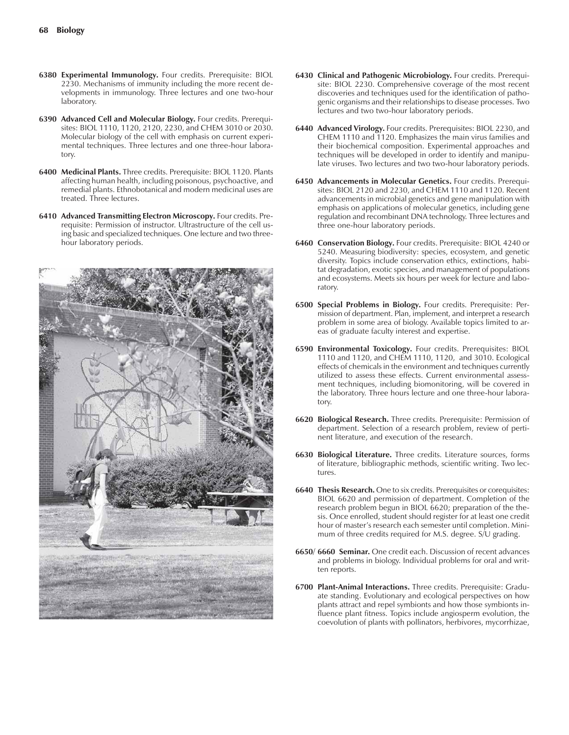**6380 Experimental Immunology.** Four credits. Prerequisite: BIOL 2230. Mechanisms of immunity including the more recent developments in immunology. Three lectures and one two-hour laboratory.

**6390 Advanced Cell and Molecular Biology.** Four credits. Prerequisites: BIOL 1110, 1120, 2120, 2230, and CHEM 3010 or 2030. Molecular biology of the cell with emphasis on current experimental techniques. Three lectures and one three-hour laboratory.

**6400 Medicinal Plants.** Three credits. Prerequisite: BIOL 1120. Plants affecting human health, including poisonous, psychoactive, and remedial plants. Ethnobotanical and modern medicinal uses are treated. Three lectures.

**6410 Advanced Transmitting Electron Microscopy.** Four credits. Prerequisite: Permission of instructor. Ultrastructure of the cell using basic and specialized techniques. One lecture and two three-hour laboratory periods.

**6430 Clinical and Pathogenic Microbiology.** Four credits. Prerequisite: BIOL 2230. Comprehensive coverage of the most recent discoveries and techniques used for the identification of pathogenic organisms and their relationships to disease processes. Two lectures and two two-hour laboratory periods.

**6440 Advanced Virology.** Four credits. Prerequisites: BIOL 2230, and CHEM 1110 and 1120. Emphasizes the main virus families and their biochemical composition. Experimental approaches and techniques will be developed in order to identify and manipulate viruses. Two lectures and two two-hour laboratory periods.

**6450 Advancements in Molecular Genetics.** Four credits. Prerequisites: BIOL 2120 and 2230, and CHEM 1110 and 1120. Recent advancements in microbial genetics and gene manipulation with emphasis on applications of molecular genetics, including gene regulation and recombinant DNA technology. Three lectures and three one-hour laboratory periods.

**6460 Conservation Biology.** Four credits. Prerequisite: BIOL 4240 or 5240. Measuring biodiversity: species, ecosystem, and genetic diversity. Topics include conservation ethics, extinctions, habitat degradation, exotic species, and management of populations and ecosystems. Meets six hours per week for lecture and laboratory.

**6500 Special Problems in Biology.** Four credits. Prerequisite: Permission of department. Plan, implement, and interpret a research problem in some area of biology. Available topics limited to areas of graduate faculty interest and expertise.

**6590 Environmental Toxicology.** Four credits. Prerequisites: BIOL 1110 and 1120, and CHEM 1110, 1120, and 3010. Ecological effects of chemicals in the environment and techniques currently utilized to assess these effects. Current environmental assessment techniques, including biomonitoring, will be covered in the laboratory. Three hours lecture and one three-hour laboratory.

**6620 Biological Research.** Three credits. Prerequisite: Permission of department. Selection of a research problem, review of pertinent literature, and execution of the research.

**6630 Biological Literature.** Three credits. Literature sources, forms of literature, bibliographic methods, scientific writing. Two lectures.

**6640 Thesis Research.** One to six credits. Prerequisites or corequisites: BIOL 6620 and permission of department. Completion of the research problem begun in BIOL 6620; preparation of the thesis. Once enrolled, student should register for at least one credit hour of master's research each semester until completion. Minimum of three credits required for M.S. degree. S/U grading.

**6650/ 6660 Seminar.** One credit each. Discussion of recent advances and problems in biology. Individual problems for oral and written reports.

**6700 Plant-Animal Interactions.** Three credits. Prerequisite: Graduate standing. Evolutionary and ecological perspectives on how plants attract and repel symbionts and how those symbionts influence plant fitness. Topics include angiosperm evolution, the coevolution of plants with pollinators, herbivores, mycorrhizae,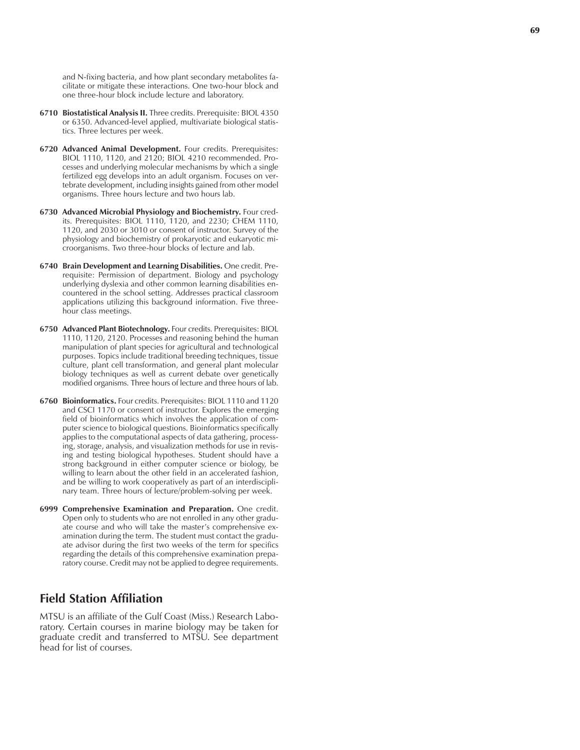and N-fixing bacteria, and how plant secondary metabolites facilitate or mitigate these interactions. One two-hour block and one three-hour block include lecture and laboratory.

**6710 Biostatistical Analysis II.** Three credits. Prerequisite: BIOL 4350 or 6350. Advanced-level applied, multivariate biological statistics. Three lectures per week.

**6720 Advanced Animal Development.** Four credits. Prerequisites: BIOL 1110, 1120, and 2120; BIOL 4210 recommended. Processes and underlying molecular mechanisms by which a single fertilized egg develops into an adult organism. Focuses on vertebrate development, including insights gained from other model organisms. Three hours lecture and two hours lab.

**6730 Advanced Microbial Physiology and Biochemistry.** Four credits. Prerequisites: BIOL 1110, 1120, and 2230; CHEM 1110, 1120, and 2030 or 3010 or consent of instructor. Survey of the physiology and biochemistry of prokaryotic and eukaryotic microorganisms. Two three-hour blocks of lecture and lab.

**6740 Brain Development and Learning Disabilities.** One credit. Prerequisite: Permission of department. Biology and psychology underlying dyslexia and other common learning disabilities encountered in the school setting. Addresses practical classroom applications utilizing this background information. Five three-hour class meetings.

**6750 Advanced Plant Biotechnology.** Four credits. Prerequisites: BIOL 1110, 1120, 2120. Processes and reasoning behind the human manipulation of plant species for agricultural and technological purposes. Topics include traditional breeding techniques, tissue culture, plant cell transformation, and general plant molecular biology techniques as well as current debate over genetically modified organisms. Three hours of lecture and three hours of lab.

**6760 Bioinformatics.** Four credits. Prerequisites: BIOL 1110 and 1120 and CSCI 1170 or consent of instructor. Explores the emerging field of bioinformatics which involves the application of computer science to biological questions. Bioinformatics specifically applies to the computational aspects of data gathering, processing, storage, analysis, and visualization methods for use in revising and testing biological hypotheses. Student should have a strong background in either computer science or biology, be willing to learn about the other field in an accelerated fashion, and be willing to work cooperatively as part of an interdisciplinary team. Three hours of lecture/problem-solving per week.

**6999 Comprehensive Examination and Preparation.** One credit. Open only to students who are not enrolled in any other graduate course and who will take the master's comprehensive examination during the term. The student must contact the graduate advisor during the first two weeks of the term for specifics regarding the details of this comprehensive examination preparatory course. Credit may not be applied to degree requirements.

## Field Station Affiliation

MTSU is an affiliate of the Gulf Coast (Miss.) Research Laboratory. Certain courses in marine biology may be taken for graduate credit and transferred to MTSU. See department head for list of courses.